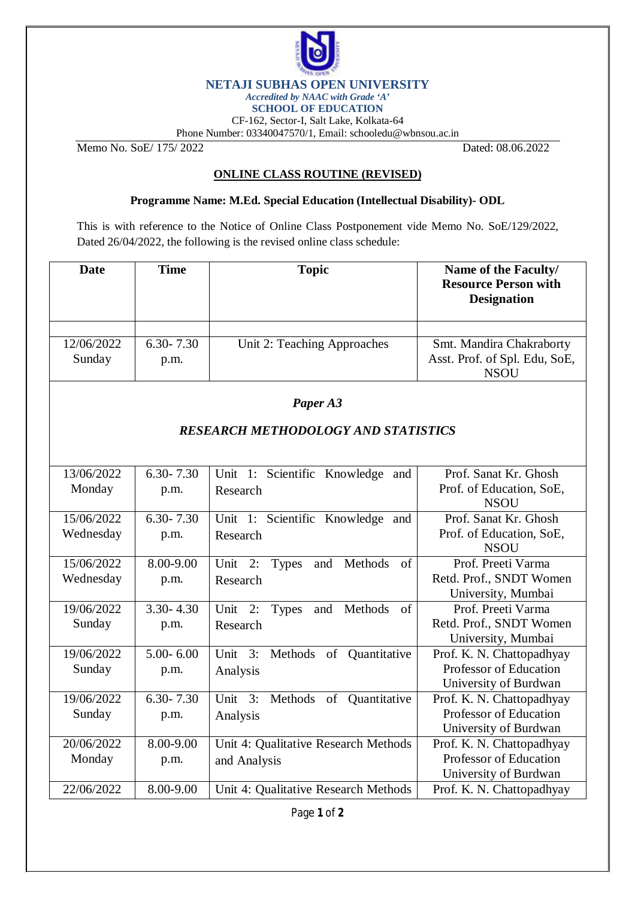**NETAJI SUBHAS OPEN UNIVERSITY**

*Accredited by NAAC with Grade 'A'*

**SCHOOL OF EDUCATION**

CF-162, Sector-I, Salt Lake, Kolkata-64

Phone Number: 03340047570/1, Email: schooledu@wbnsou.ac.in

Memo No. SoE/ 175/ 2022 Dated: 08.06.2022

## ONLINE CLASS ROUTINE (REVISED)

**Programme Name: M.Ed. Special Education (Intellectual Disability)- ODL**

This is with reference to the Notice of Online Class Postponement vide Memo No. SoE/129/2022, Dated 26/04/2022, the following is the revised online class schedule:

| Date | Time | Topic | Name of the Faculty/ Resource Person with Designation |
|---|---|---|---|
| | | | |
| 12/06/2022 Sunday | 6.30- 7.30 p.m. | Unit 2: Teaching Approaches | Smt. Mandira Chakraborty Asst. Prof. of Spl. Edu, SoE, NSOU |
| ***Paper A3*** ***RESEARCH METHODOLOGY AND STATISTICS*** | | | |
| 13/06/2022 Monday | 6.30- 7.30 p.m. | Unit 1: Scientific Knowledge and Research | Prof. Sanat Kr. Ghosh Prof. of Education, SoE, NSOU |
| 15/06/2022 Wednesday | 6.30- 7.30 p.m. | Unit 1: Scientific Knowledge and Research | Prof. Sanat Kr. Ghosh Prof. of Education, SoE, NSOU |
| 15/06/2022 Wednesday | 8.00-9.00 p.m. | Unit 2: Types and Methods of Research | Prof. Preeti Varma Retd. Prof., SNDT Women University, Mumbai |
| 19/06/2022 Sunday | 3.30- 4.30 p.m. | Unit 2: Types and Methods of Research | Prof. Preeti Varma Retd. Prof., SNDT Women University, Mumbai |
| 19/06/2022 Sunday | 5.00- 6.00 p.m. | Unit 3: Methods of Quantitative Analysis | Prof. K. N. Chattopadhyay Professor of Education University of Burdwan |
| 19/06/2022 Sunday | 6.30- 7.30 p.m. | Unit 3: Methods of Quantitative Analysis | Prof. K. N. Chattopadhyay Professor of Education University of Burdwan |
| 20/06/2022 Monday | 8.00-9.00 p.m. | Unit 4: Qualitative Research Methods and Analysis | Prof. K. N. Chattopadhyay Professor of Education University of Burdwan |
| 22/06/2022 | 8.00-9.00 | Unit 4: Qualitative Research Methods | Prof. K. N. Chattopadhyay |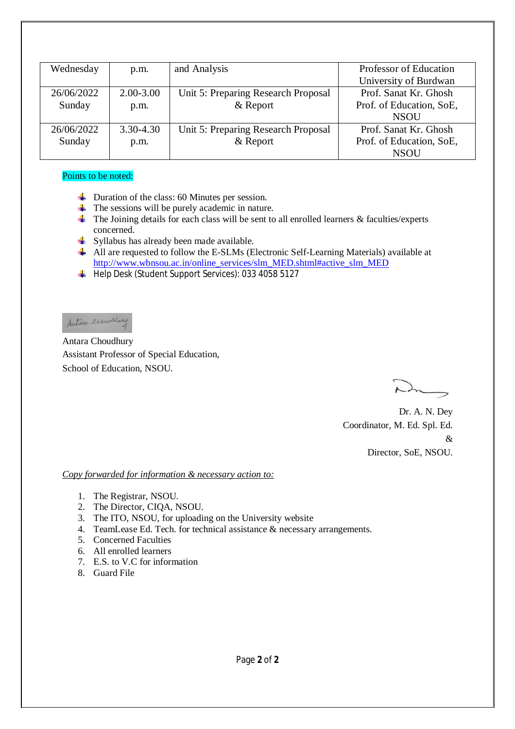| | | | |
|---|---|---|---|
| Wednesday | p.m. | and Analysis | Professor of Education University of Burdwan |
| 26/06/2022 Sunday | 2.00-3.00 p.m. | Unit 5: Preparing Research Proposal & Report | Prof. Sanat Kr. Ghosh Prof. of Education, SoE, NSOU |
| 26/06/2022 Sunday | 3.30-4.30 p.m. | Unit 5: Preparing Research Proposal & Report | Prof. Sanat Kr. Ghosh Prof. of Education, SoE, NSOU |

Points to be noted:

- Duration of the class: 60 Minutes per session.
- The sessions will be purely academic in nature.
- The Joining details for each class will be sent to all enrolled learners & faculties/experts concerned.
- Syllabus has already been made available.
- All are requested to follow the E-SLMs (Electronic Self-Learning Materials) available at http://www.wbnsou.ac.in/online_services/slm_MED.shtml#active_slm_MED
- Help Desk (Student Support Services): 033 4058 5127

Antara Choudhury
Assistant Professor of Special Education,
School of Education, NSOU.

Dr. A. N. Dey
Coordinator, M. Ed. Spl. Ed.
&
Director, SoE, NSOU.

*Copy forwarded for information & necessary action to:*

1. The Registrar, NSOU.
2. The Director, CIQA, NSOU.
3. The ITO, NSOU, for uploading on the University website
4. TeamLease Ed. Tech. for technical assistance & necessary arrangements.
5. Concerned Faculties
6. All enrolled learners
7. E.S. to V.C for information
8. Guard File